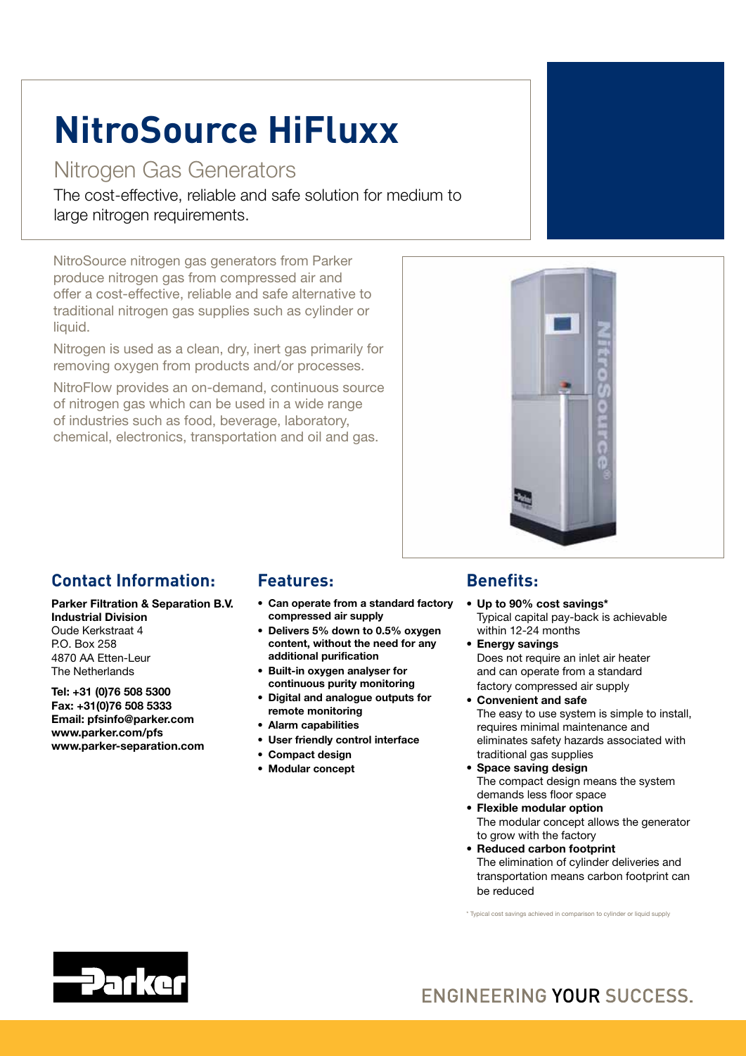# NitroSource HiFluxx

## Nitrogen Gas Generators

The cost-effective, reliable and safe solution for medium to large nitrogen requirements.

NitroSource nitrogen gas generators from Parker produce nitrogen gas from compressed air and offer a cost-effective, reliable and safe alternative to traditional nitrogen gas supplies such as cylinder or liquid.

Nitrogen is used as a clean, dry, inert gas primarily for removing oxygen from products and/or processes.

NitroFlow provides an on-demand, continuous source of nitrogen gas which can be used in a wide range of industries such as food, beverage, laboratory, chemical, electronics, transportation and oil and gas.

## Contact Information:

**Parker Filtration & Separation B.V.**
**Industrial Division**
Oude Kerkstraat 4
P.O. Box 258
4870 AA Etten-Leur
The Netherlands

**Tel: +31 (0)76 508 5300**
**Fax: +31(0)76 508 5333**
**Email: pfsinfo@parker.com**
**www.parker.com/pfs**
**www.parker-separation.com**

## Features:

- **Can operate from a standard factory compressed air supply**
- **Delivers 5% down to 0.5% oxygen content, without the need for any additional purification**
- **Built-in oxygen analyser for continuous purity monitoring**
- **Digital and analogue outputs for remote monitoring**
- **Alarm capabilities**
- **User friendly control interface**
- **Compact design**
- **Modular concept**

## Benefits:

- **Up to 90% cost savings***
  Typical capital pay-back is achievable within 12-24 months
- **Energy savings**
  Does not require an inlet air heater and can operate from a standard factory compressed air supply
- **Convenient and safe**
  The easy to use system is simple to install, requires minimal maintenance and eliminates safety hazards associated with traditional gas supplies
- **Space saving design**
  The compact design means the system demands less floor space
- **Flexible modular option**
  The modular concept allows the generator to grow with the factory
- **Reduced carbon footprint**
  The elimination of cylinder deliveries and transportation means carbon footprint can be reduced

\* Typical cost savings achieved in comparison to cylinder or liquid supply

ENGINEERING YOUR SUCCESS.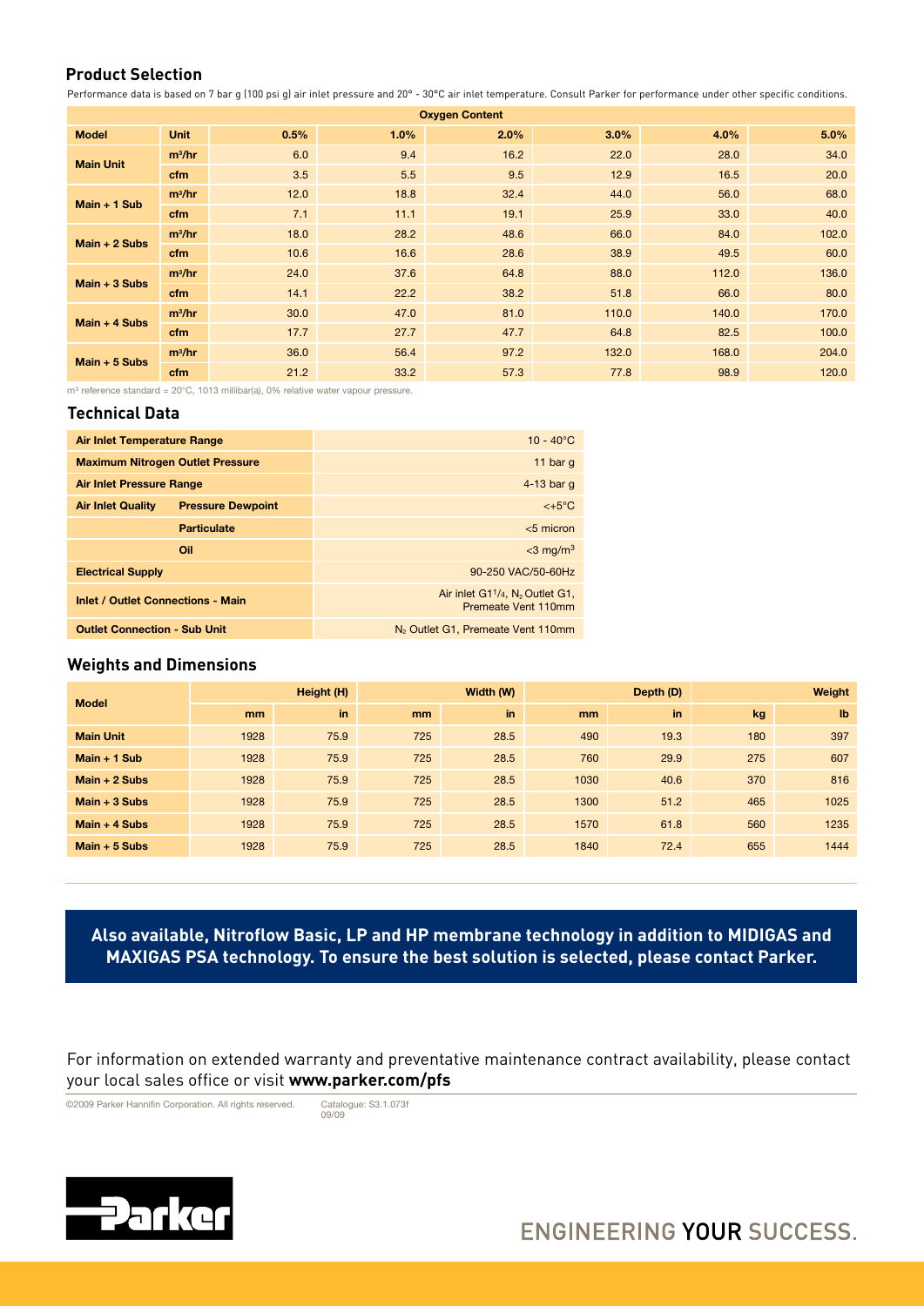## Product Selection

Performance data is based on 7 bar g (100 psi g) air inlet pressure and 20° - 30°C air inlet temperature. Consult Parker for performance under other specific conditions.

| Model | Unit | Oxygen Content | | | | | |
|---|---|---|---|---|---|---|---|
| | | 0.5% | 1.0% | 2.0% | 3.0% | 4.0% | 5.0% |
| Main Unit | $m^3/hr$ | 6.0 | 9.4 | 16.2 | 22.0 | 28.0 | 34.0 |
| | cfm | 3.5 | 5.5 | 9.5 | 12.9 | 16.5 | 20.0 |
| Main + 1 Sub | $m^3/hr$ | 12.0 | 18.8 | 32.4 | 44.0 | 56.0 | 68.0 |
| | cfm | 7.1 | 11.1 | 19.1 | 25.9 | 33.0 | 40.0 |
| Main + 2 Subs | $m^3/hr$ | 18.0 | 28.2 | 48.6 | 66.0 | 84.0 | 102.0 |
| | cfm | 10.6 | 16.6 | 28.6 | 38.9 | 49.5 | 60.0 |
| Main + 3 Subs | $m^3/hr$ | 24.0 | 37.6 | 64.8 | 88.0 | 112.0 | 136.0 |
| | cfm | 14.1 | 22.2 | 38.2 | 51.8 | 66.0 | 80.0 |
| Main + 4 Subs | $m^3/hr$ | 30.0 | 47.0 | 81.0 | 110.0 | 140.0 | 170.0 |
| | cfm | 17.7 | 27.7 | 47.7 | 64.8 | 82.5 | 100.0 |
| Main + 5 Subs | $m^3/hr$ | 36.0 | 56.4 | 97.2 | 132.0 | 168.0 | 204.0 |
| | cfm | 21.2 | 33.2 | 57.3 | 77.8 | 98.9 | 120.0 |

$m^3$ reference standard = 20°C, 1013 millibar(a), 0% relative water vapour pressure.

## Technical Data

| | | |
|---|---|---|
| Air Inlet Temperature Range | | 10 - 40°C |
| Maximum Nitrogen Outlet Pressure | | 11 bar g |
| Air Inlet Pressure Range | | 4-13 bar g |
| Air Inlet Quality | Pressure Dewpoint | <+5°C |
| | Particulate | <5 micron |
| | Oil | <3 $mg/m^3$ |
| Electrical Supply | | 90-250 VAC/50-60Hz |
| Inlet / Outlet Connections - Main | | Air inlet G1¼, $N_2$ Outlet G1, Premeate Vent 110mm |
| Outlet Connection - Sub Unit | | $N_2$ Outlet G1, Premeate Vent 110mm |

## Weights and Dimensions

| Model | Height (H) | | Width (W) | | Depth (D) | | Weight | |
|---|---|---|---|---|---|---|---|---|
| | mm | in | mm | in | mm | in | kg | lb |
| Main Unit | 1928 | 75.9 | 725 | 28.5 | 490 | 19.3 | 180 | 397 |
| Main + 1 Sub | 1928 | 75.9 | 725 | 28.5 | 760 | 29.9 | 275 | 607 |
| Main + 2 Subs | 1928 | 75.9 | 725 | 28.5 | 1030 | 40.6 | 370 | 816 |
| Main + 3 Subs | 1928 | 75.9 | 725 | 28.5 | 1300 | 51.2 | 465 | 1025 |
| Main + 4 Subs | 1928 | 75.9 | 725 | 28.5 | 1570 | 61.8 | 560 | 1235 |
| Main + 5 Subs | 1928 | 75.9 | 725 | 28.5 | 1840 | 72.4 | 655 | 1444 |

**Also available, Nitroflow Basic, LP and HP membrane technology in addition to MIDIGAS and MAXIGAS PSA technology. To ensure the best solution is selected, please contact Parker.**

For information on extended warranty and preventative maintenance contract availability, please contact your local sales office or visit **www.parker.com/pfs**

©2009 Parker Hannifin Corporation. All rights reserved.

Catalogue: S3.1.073f
09/09

Parker

ENGINEERING YOUR SUCCESS.